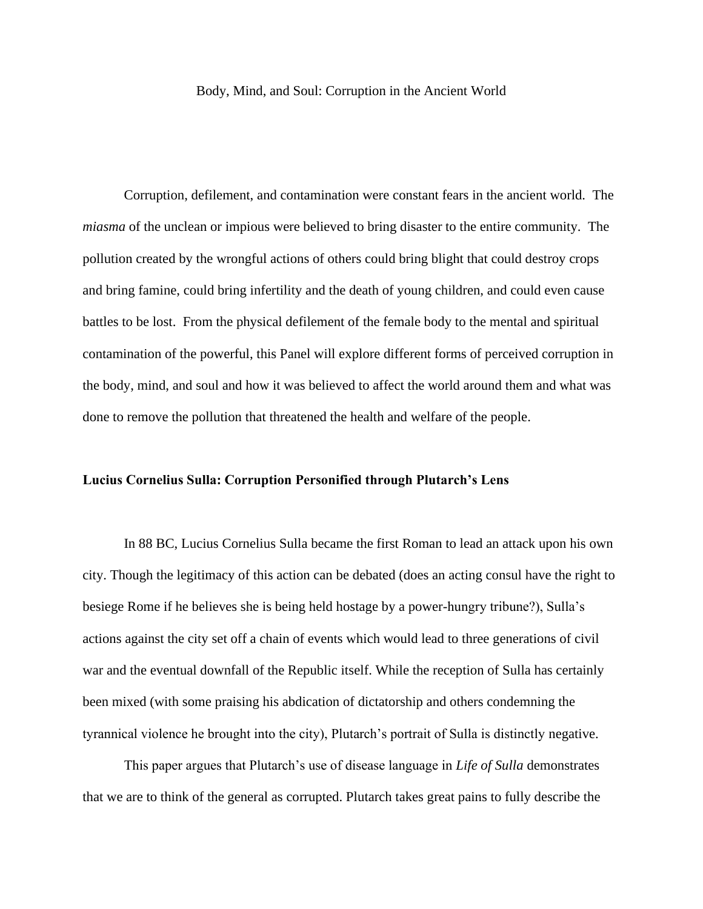# Body, Mind, and Soul: Corruption in the Ancient World

Corruption, defilement, and contamination were constant fears in the ancient world. The *miasma* of the unclean or impious were believed to bring disaster to the entire community. The pollution created by the wrongful actions of others could bring blight that could destroy crops and bring famine, could bring infertility and the death of young children, and could even cause battles to be lost. From the physical defilement of the female body to the mental and spiritual contamination of the powerful, this Panel will explore different forms of perceived corruption in the body, mind, and soul and how it was believed to affect the world around them and what was done to remove the pollution that threatened the health and welfare of the people.

## Lucius Cornelius Sulla: Corruption Personified through Plutarch's Lens

In 88 BC, Lucius Cornelius Sulla became the first Roman to lead an attack upon his own city. Though the legitimacy of this action can be debated (does an acting consul have the right to besiege Rome if he believes she is being held hostage by a power-hungry tribune?), Sulla's actions against the city set off a chain of events which would lead to three generations of civil war and the eventual downfall of the Republic itself. While the reception of Sulla has certainly been mixed (with some praising his abdication of dictatorship and others condemning the tyrannical violence he brought into the city), Plutarch's portrait of Sulla is distinctly negative.

This paper argues that Plutarch's use of disease language in *Life of Sulla* demonstrates that we are to think of the general as corrupted. Plutarch takes great pains to fully describe the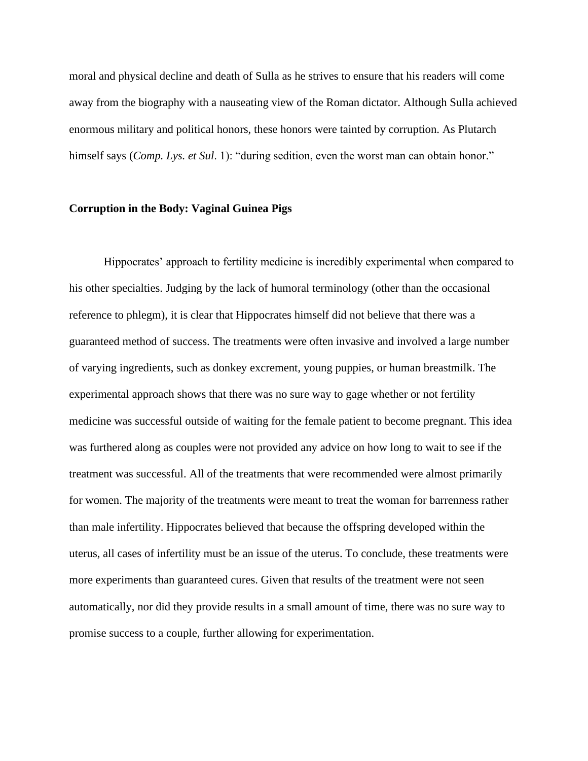moral and physical decline and death of Sulla as he strives to ensure that his readers will come away from the biography with a nauseating view of the Roman dictator. Although Sulla achieved enormous military and political honors, these honors were tainted by corruption. As Plutarch himself says (*Comp. Lys. et Sul*. 1): “during sedition, even the worst man can obtain honor.”

**Corruption in the Body: Vaginal Guinea Pigs**

Hippocrates’ approach to fertility medicine is incredibly experimental when compared to his other specialties. Judging by the lack of humoral terminology (other than the occasional reference to phlegm), it is clear that Hippocrates himself did not believe that there was a guaranteed method of success. The treatments were often invasive and involved a large number of varying ingredients, such as donkey excrement, young puppies, or human breastmilk. The experimental approach shows that there was no sure way to gage whether or not fertility medicine was successful outside of waiting for the female patient to become pregnant. This idea was furthered along as couples were not provided any advice on how long to wait to see if the treatment was successful. All of the treatments that were recommended were almost primarily for women. The majority of the treatments were meant to treat the woman for barrenness rather than male infertility. Hippocrates believed that because the offspring developed within the uterus, all cases of infertility must be an issue of the uterus. To conclude, these treatments were more experiments than guaranteed cures. Given that results of the treatment were not seen automatically, nor did they provide results in a small amount of time, there was no sure way to promise success to a couple, further allowing for experimentation.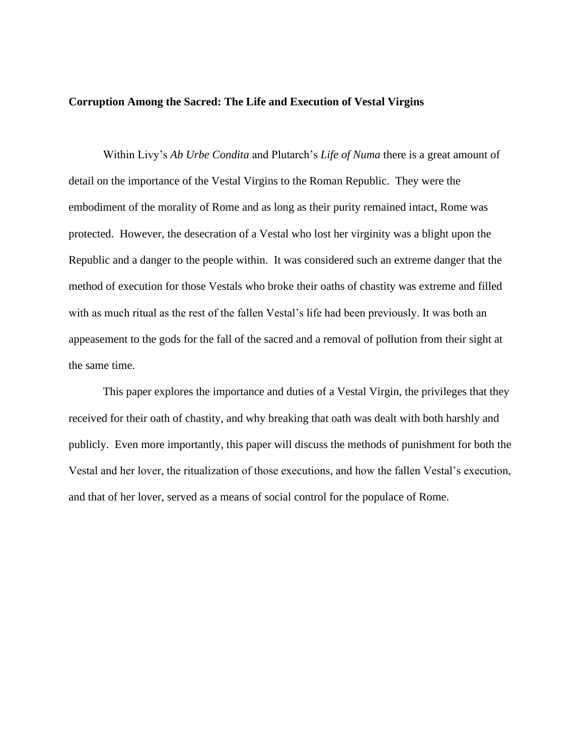**Corruption Among the Sacred: The Life and Execution of Vestal Virgins**

Within Livy's *Ab Urbe Condita* and Plutarch's *Life of Numa* there is a great amount of detail on the importance of the Vestal Virgins to the Roman Republic. They were the embodiment of the morality of Rome and as long as their purity remained intact, Rome was protected. However, the desecration of a Vestal who lost her virginity was a blight upon the Republic and a danger to the people within. It was considered such an extreme danger that the method of execution for those Vestals who broke their oaths of chastity was extreme and filled with as much ritual as the rest of the fallen Vestal's life had been previously. It was both an appeasement to the gods for the fall of the sacred and a removal of pollution from their sight at the same time.

This paper explores the importance and duties of a Vestal Virgin, the privileges that they received for their oath of chastity, and why breaking that oath was dealt with both harshly and publicly. Even more importantly, this paper will discuss the methods of punishment for both the Vestal and her lover, the ritualization of those executions, and how the fallen Vestal's execution, and that of her lover, served as a means of social control for the populace of Rome.